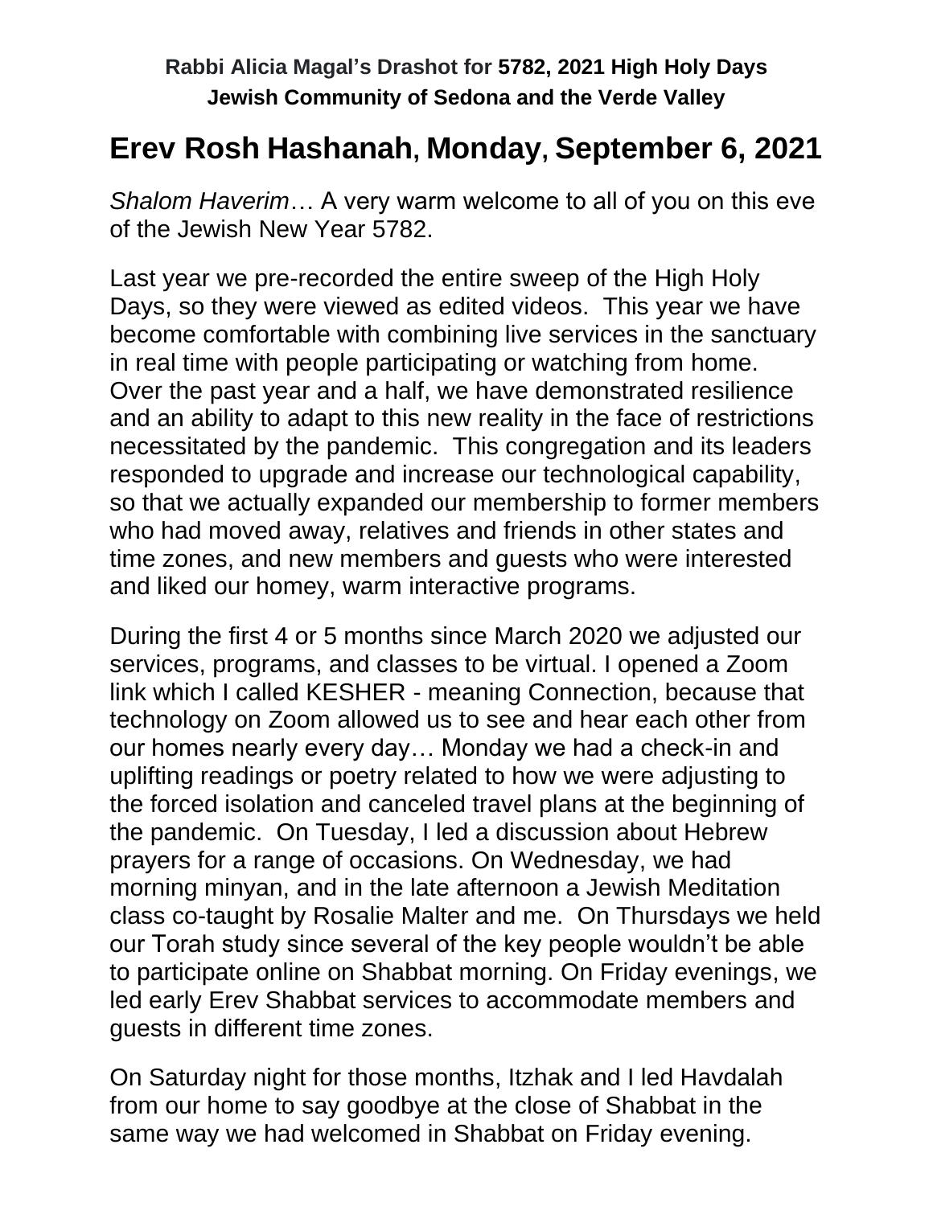**Rabbi Alicia Magal's Drashot for 5782, 2021 High Holy Days**
**Jewish Community of Sedona and the Verde Valley**

# Erev Rosh Hashanah, Monday, September 6, 2021

*Shalom Haverim*… A very warm welcome to all of you on this eve of the Jewish New Year 5782.

Last year we pre-recorded the entire sweep of the High Holy Days, so they were viewed as edited videos. This year we have become comfortable with combining live services in the sanctuary in real time with people participating or watching from home. Over the past year and a half, we have demonstrated resilience and an ability to adapt to this new reality in the face of restrictions necessitated by the pandemic. This congregation and its leaders responded to upgrade and increase our technological capability, so that we actually expanded our membership to former members who had moved away, relatives and friends in other states and time zones, and new members and guests who were interested and liked our homey, warm interactive programs.

During the first 4 or 5 months since March 2020 we adjusted our services, programs, and classes to be virtual. I opened a Zoom link which I called KESHER - meaning Connection, because that technology on Zoom allowed us to see and hear each other from our homes nearly every day… Monday we had a check-in and uplifting readings or poetry related to how we were adjusting to the forced isolation and canceled travel plans at the beginning of the pandemic. On Tuesday, I led a discussion about Hebrew prayers for a range of occasions. On Wednesday, we had morning minyan, and in the late afternoon a Jewish Meditation class co-taught by Rosalie Malter and me. On Thursdays we held our Torah study since several of the key people wouldn't be able to participate online on Shabbat morning. On Friday evenings, we led early Erev Shabbat services to accommodate members and guests in different time zones.

On Saturday night for those months, Itzhak and I led Havdalah from our home to say goodbye at the close of Shabbat in the same way we had welcomed in Shabbat on Friday evening.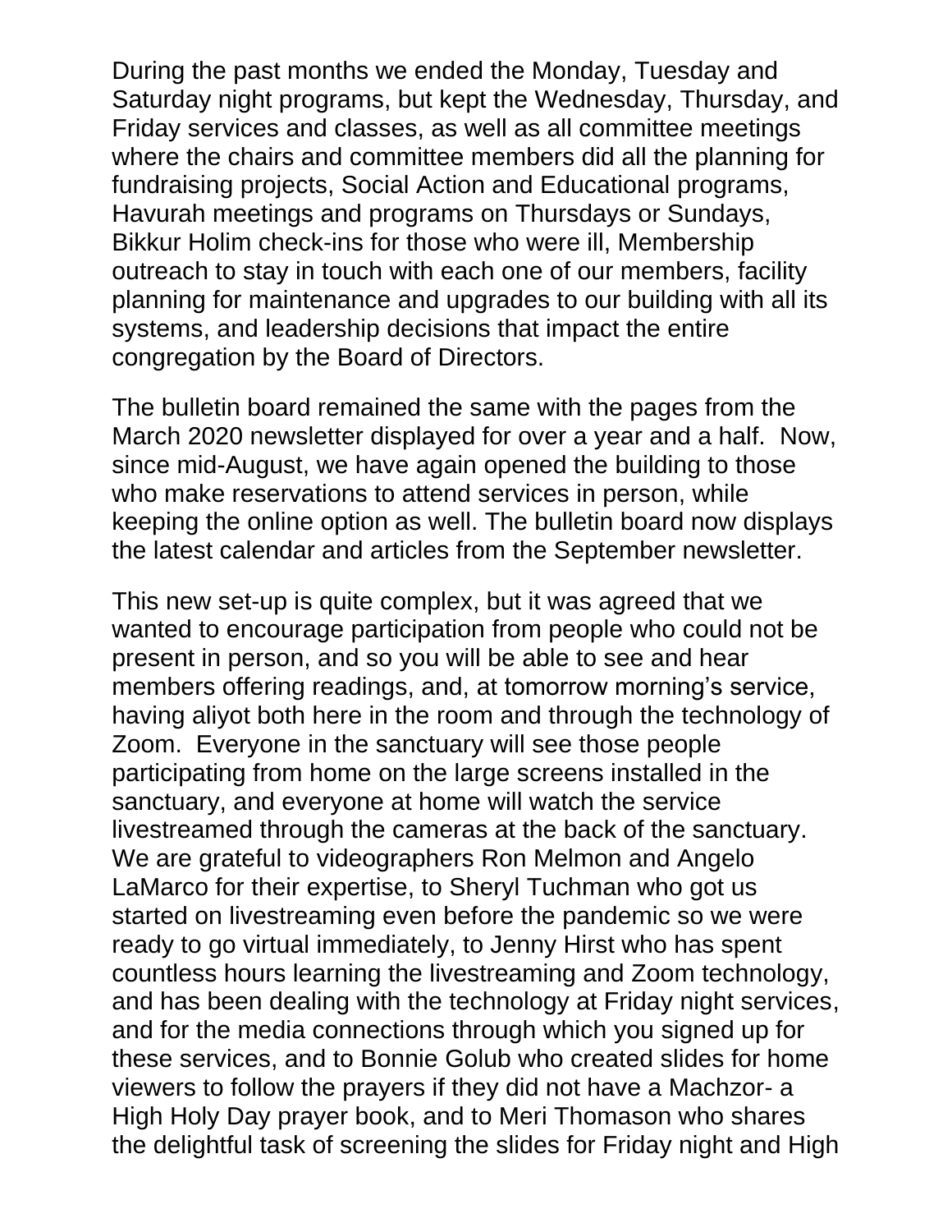During the past months we ended the Monday, Tuesday and Saturday night programs, but kept the Wednesday, Thursday, and Friday services and classes, as well as all committee meetings where the chairs and committee members did all the planning for fundraising projects, Social Action and Educational programs, Havurah meetings and programs on Thursdays or Sundays, Bikkur Holim check-ins for those who were ill, Membership outreach to stay in touch with each one of our members, facility planning for maintenance and upgrades to our building with all its systems, and leadership decisions that impact the entire congregation by the Board of Directors.

The bulletin board remained the same with the pages from the March 2020 newsletter displayed for over a year and a half. Now, since mid-August, we have again opened the building to those who make reservations to attend services in person, while keeping the online option as well. The bulletin board now displays the latest calendar and articles from the September newsletter.

This new set-up is quite complex, but it was agreed that we wanted to encourage participation from people who could not be present in person, and so you will be able to see and hear members offering readings, and, at tomorrow morning's service, having aliyot both here in the room and through the technology of Zoom. Everyone in the sanctuary will see those people participating from home on the large screens installed in the sanctuary, and everyone at home will watch the service livestreamed through the cameras at the back of the sanctuary. We are grateful to videographers Ron Melmon and Angelo LaMarco for their expertise, to Sheryl Tuchman who got us started on livestreaming even before the pandemic so we were ready to go virtual immediately, to Jenny Hirst who has spent countless hours learning the livestreaming and Zoom technology, and has been dealing with the technology at Friday night services, and for the media connections through which you signed up for these services, and to Bonnie Golub who created slides for home viewers to follow the prayers if they did not have a Machzor- a High Holy Day prayer book, and to Meri Thomason who shares the delightful task of screening the slides for Friday night and High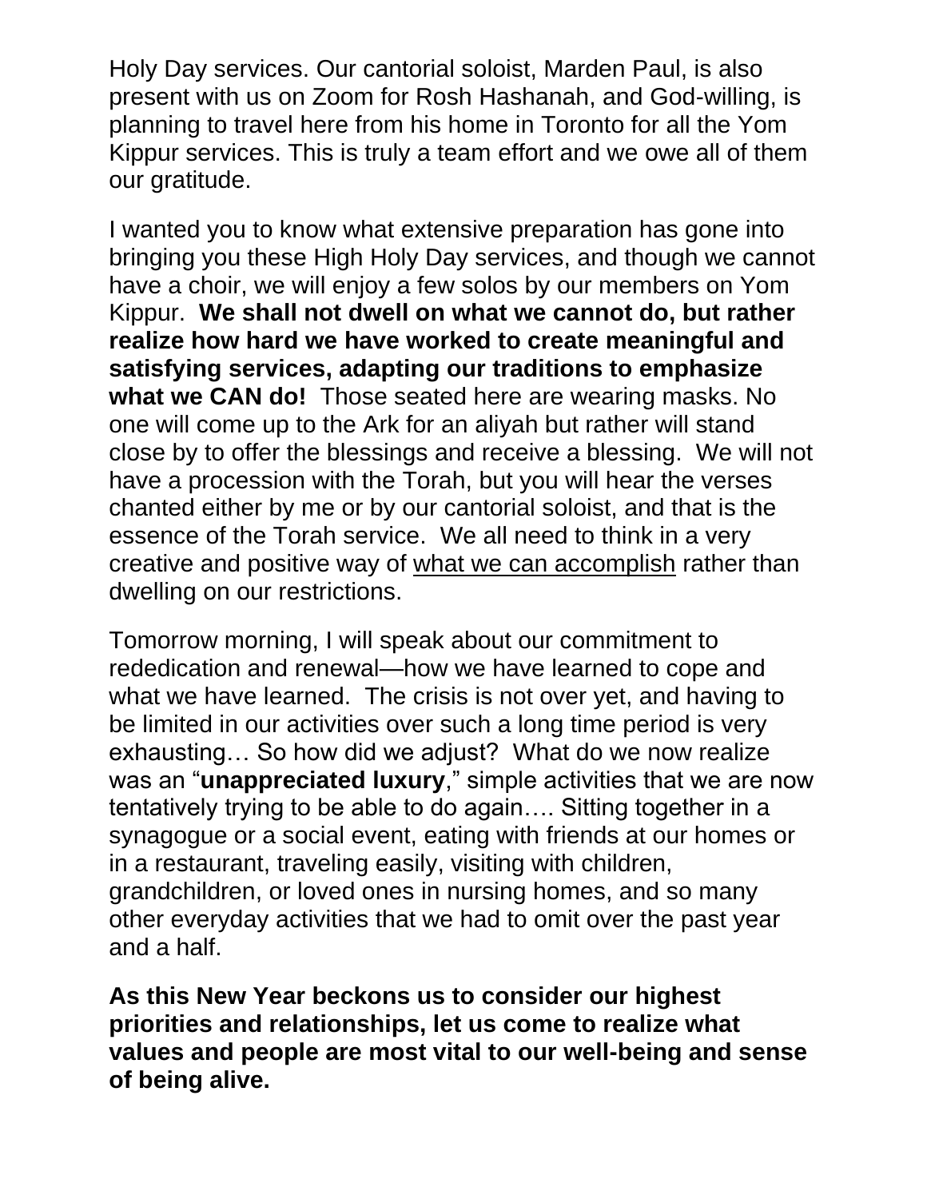Holy Day services. Our cantorial soloist, Marden Paul, is also present with us on Zoom for Rosh Hashanah, and God-willing, is planning to travel here from his home in Toronto for all the Yom Kippur services. This is truly a team effort and we owe all of them our gratitude.

I wanted you to know what extensive preparation has gone into bringing you these High Holy Day services, and though we cannot have a choir, we will enjoy a few solos by our members on Yom Kippur. **We shall not dwell on what we cannot do, but rather realize how hard we have worked to create meaningful and satisfying services, adapting our traditions to emphasize what we CAN do!** Those seated here are wearing masks. No one will come up to the Ark for an aliyah but rather will stand close by to offer the blessings and receive a blessing. We will not have a procession with the Torah, but you will hear the verses chanted either by me or by our cantorial soloist, and that is the essence of the Torah service. We all need to think in a very creative and positive way of <u>what we can accomplish</u> rather than dwelling on our restrictions.

Tomorrow morning, I will speak about our commitment to rededication and renewal—how we have learned to cope and what we have learned. The crisis is not over yet, and having to be limited in our activities over such a long time period is very exhausting… So how did we adjust? What do we now realize was an "**unappreciated luxury**," simple activities that we are now tentatively trying to be able to do again…. Sitting together in a synagogue or a social event, eating with friends at our homes or in a restaurant, traveling easily, visiting with children, grandchildren, or loved ones in nursing homes, and so many other everyday activities that we had to omit over the past year and a half.

**As this New Year beckons us to consider our highest priorities and relationships, let us come to realize what values and people are most vital to our well-being and sense of being alive.**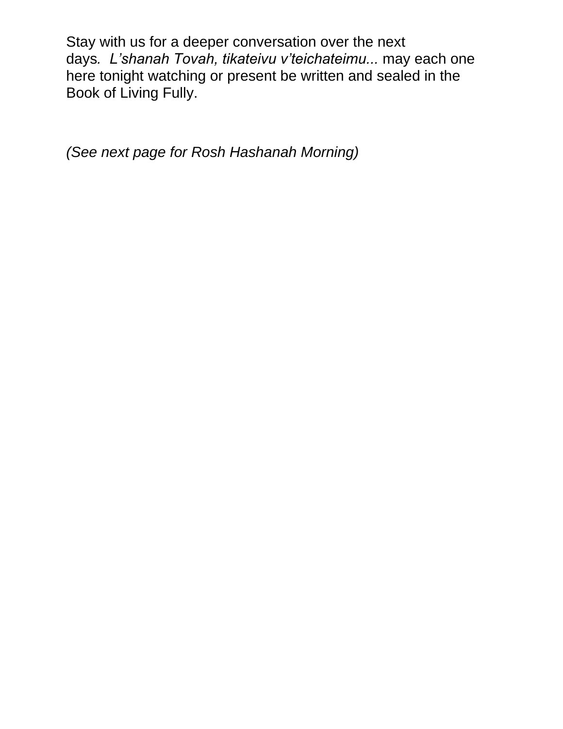Stay with us for a deeper conversation over the next days. *L'shanah Tovah, tikateivu v'teichateimu...* may each one here tonight watching or present be written and sealed in the Book of Living Fully.

*(See next page for Rosh Hashanah Morning)*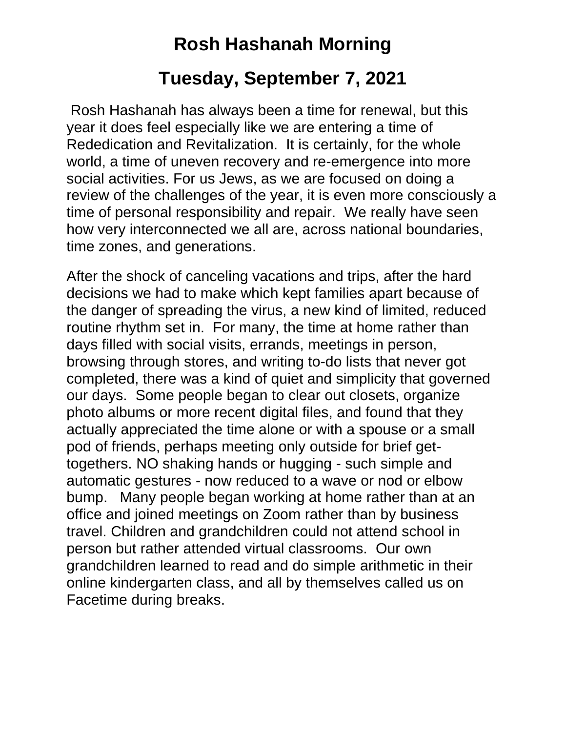# Rosh Hashanah Morning

## Tuesday, September 7, 2021

Rosh Hashanah has always been a time for renewal, but this year it does feel especially like we are entering a time of Rededication and Revitalization. It is certainly, for the whole world, a time of uneven recovery and re-emergence into more social activities. For us Jews, as we are focused on doing a review of the challenges of the year, it is even more consciously a time of personal responsibility and repair. We really have seen how very interconnected we all are, across national boundaries, time zones, and generations.

After the shock of canceling vacations and trips, after the hard decisions we had to make which kept families apart because of the danger of spreading the virus, a new kind of limited, reduced routine rhythm set in. For many, the time at home rather than days filled with social visits, errands, meetings in person, browsing through stores, and writing to-do lists that never got completed, there was a kind of quiet and simplicity that governed our days. Some people began to clear out closets, organize photo albums or more recent digital files, and found that they actually appreciated the time alone or with a spouse or a small pod of friends, perhaps meeting only outside for brief get-togethers. NO shaking hands or hugging - such simple and automatic gestures - now reduced to a wave or nod or elbow bump. Many people began working at home rather than at an office and joined meetings on Zoom rather than by business travel. Children and grandchildren could not attend school in person but rather attended virtual classrooms. Our own grandchildren learned to read and do simple arithmetic in their online kindergarten class, and all by themselves called us on Facetime during breaks.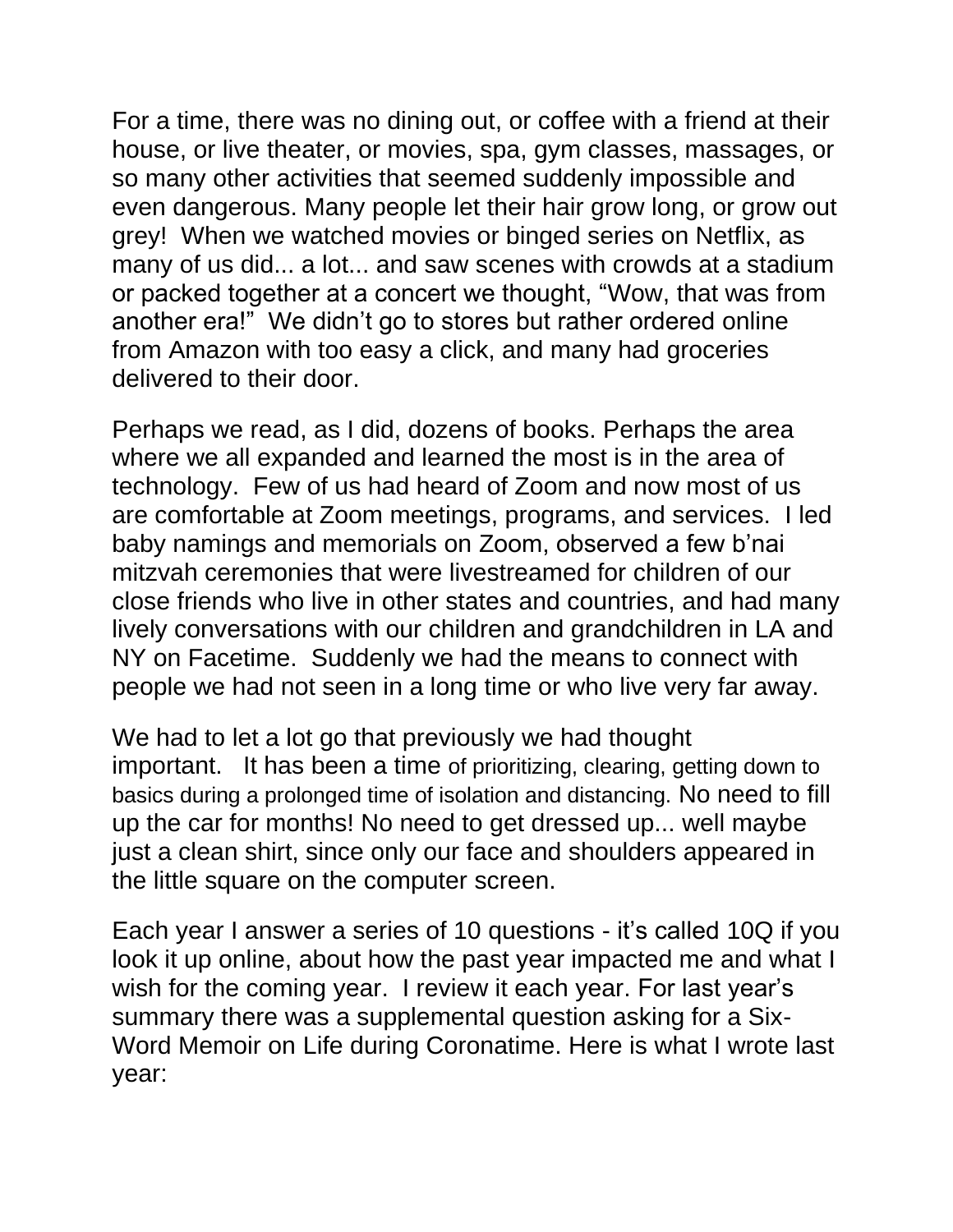For a time, there was no dining out, or coffee with a friend at their house, or live theater, or movies, spa, gym classes, massages, or so many other activities that seemed suddenly impossible and even dangerous. Many people let their hair grow long, or grow out grey! When we watched movies or binged series on Netflix, as many of us did... a lot... and saw scenes with crowds at a stadium or packed together at a concert we thought, "Wow, that was from another era!" We didn't go to stores but rather ordered online from Amazon with too easy a click, and many had groceries delivered to their door.

Perhaps we read, as I did, dozens of books. Perhaps the area where we all expanded and learned the most is in the area of technology. Few of us had heard of Zoom and now most of us are comfortable at Zoom meetings, programs, and services. I led baby namings and memorials on Zoom, observed a few b'nai mitzvah ceremonies that were livestreamed for children of our close friends who live in other states and countries, and had many lively conversations with our children and grandchildren in LA and NY on Facetime. Suddenly we had the means to connect with people we had not seen in a long time or who live very far away.

We had to let a lot go that previously we had thought important. It has been a time of prioritizing, clearing, getting down to basics during a prolonged time of isolation and distancing. No need to fill up the car for months! No need to get dressed up... well maybe just a clean shirt, since only our face and shoulders appeared in the little square on the computer screen.

Each year I answer a series of 10 questions - it's called 10Q if you look it up online, about how the past year impacted me and what I wish for the coming year. I review it each year. For last year's summary there was a supplemental question asking for a Six-Word Memoir on Life during Coronatime. Here is what I wrote last year: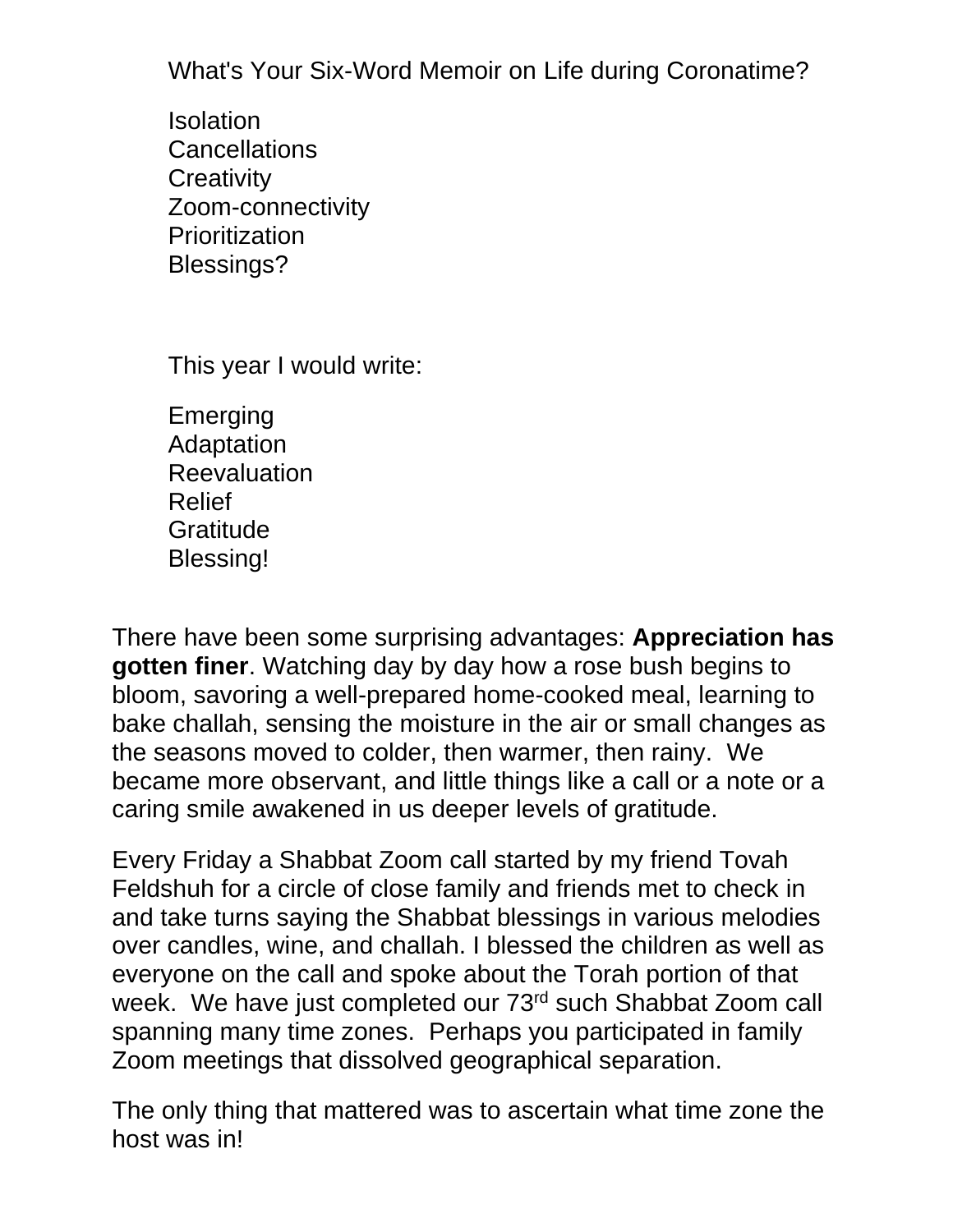What's Your Six-Word Memoir on Life during Coronatime?

Isolation
Cancellations
Creativity
Zoom-connectivity
Prioritization
Blessings?

This year I would write:

Emerging
Adaptation
Reevaluation
Relief
Gratitude
Blessing!

There have been some surprising advantages: **Appreciation has gotten finer**. Watching day by day how a rose bush begins to bloom, savoring a well-prepared home-cooked meal, learning to bake challah, sensing the moisture in the air or small changes as the seasons moved to colder, then warmer, then rainy. We became more observant, and little things like a call or a note or a caring smile awakened in us deeper levels of gratitude.

Every Friday a Shabbat Zoom call started by my friend Tovah Feldshuh for a circle of close family and friends met to check in and take turns saying the Shabbat blessings in various melodies over candles, wine, and challah. I blessed the children as well as everyone on the call and spoke about the Torah portion of that week. We have just completed our 73rd such Shabbat Zoom call spanning many time zones. Perhaps you participated in family Zoom meetings that dissolved geographical separation.

The only thing that mattered was to ascertain what time zone the host was in!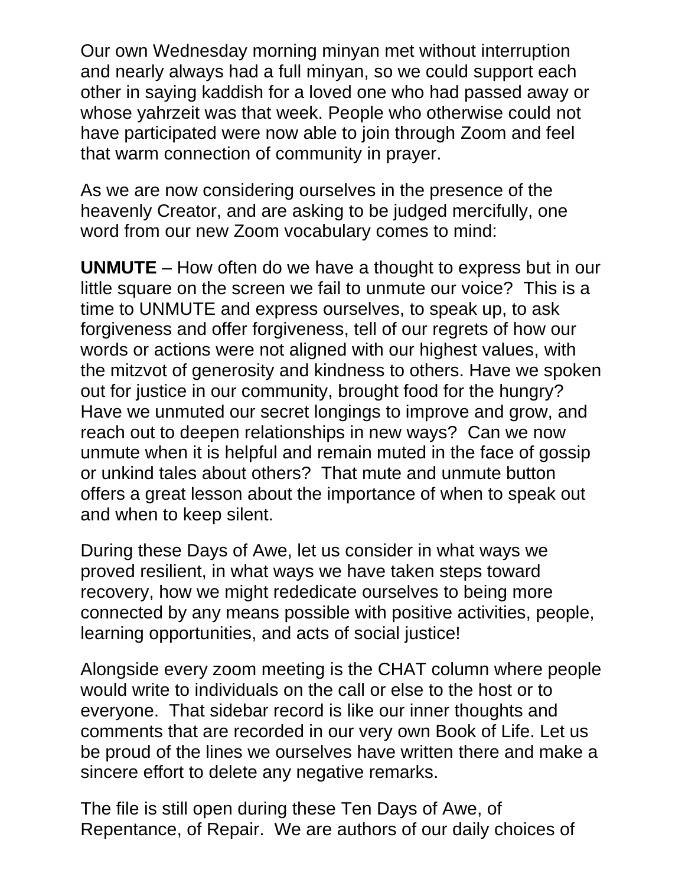Our own Wednesday morning minyan met without interruption and nearly always had a full minyan, so we could support each other in saying kaddish for a loved one who had passed away or whose yahrzeit was that week. People who otherwise could not have participated were now able to join through Zoom and feel that warm connection of community in prayer.

As we are now considering ourselves in the presence of the heavenly Creator, and are asking to be judged mercifully, one word from our new Zoom vocabulary comes to mind:

**UNMUTE** – How often do we have a thought to express but in our little square on the screen we fail to unmute our voice? This is a time to UNMUTE and express ourselves, to speak up, to ask forgiveness and offer forgiveness, tell of our regrets of how our words or actions were not aligned with our highest values, with the mitzvot of generosity and kindness to others. Have we spoken out for justice in our community, brought food for the hungry? Have we unmuted our secret longings to improve and grow, and reach out to deepen relationships in new ways? Can we now unmute when it is helpful and remain muted in the face of gossip or unkind tales about others? That mute and unmute button offers a great lesson about the importance of when to speak out and when to keep silent.

During these Days of Awe, let us consider in what ways we proved resilient, in what ways we have taken steps toward recovery, how we might rededicate ourselves to being more connected by any means possible with positive activities, people, learning opportunities, and acts of social justice!

Alongside every zoom meeting is the CHAT column where people would write to individuals on the call or else to the host or to everyone. That sidebar record is like our inner thoughts and comments that are recorded in our very own Book of Life. Let us be proud of the lines we ourselves have written there and make a sincere effort to delete any negative remarks.

The file is still open during these Ten Days of Awe, of Repentance, of Repair. We are authors of our daily choices of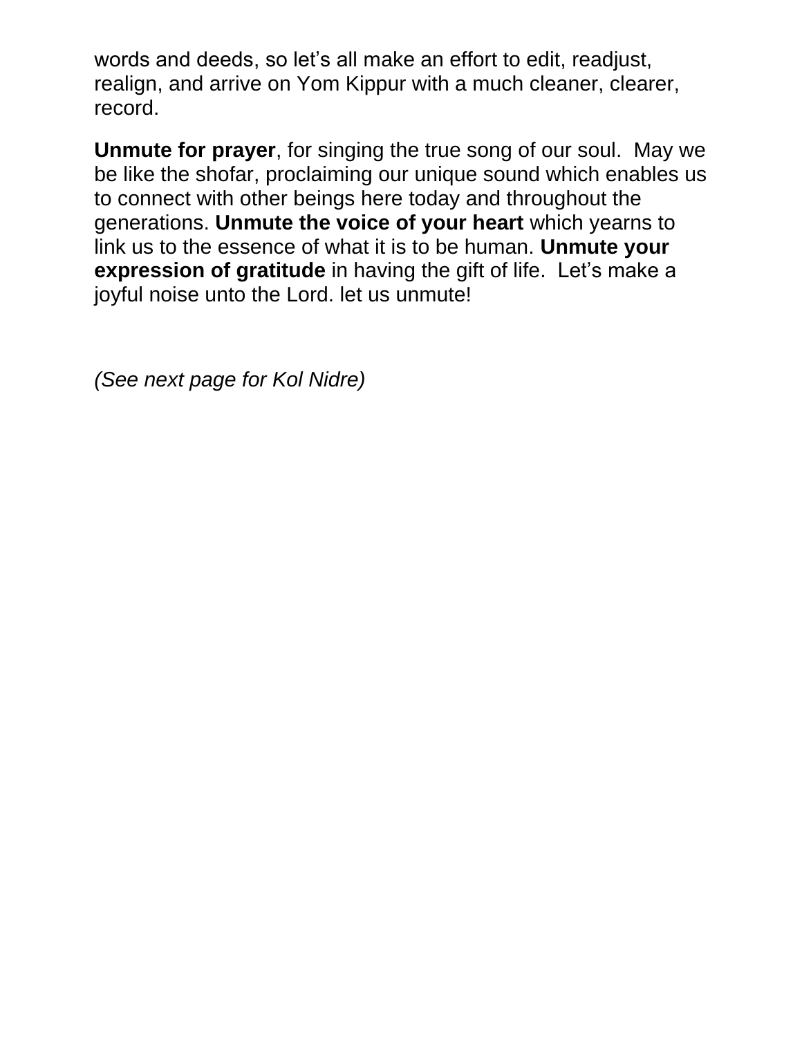words and deeds, so let's all make an effort to edit, readjust, realign, and arrive on Yom Kippur with a much cleaner, clearer, record.

**Unmute for prayer**, for singing the true song of our soul. May we be like the shofar, proclaiming our unique sound which enables us to connect with other beings here today and throughout the generations. **Unmute the voice of your heart** which yearns to link us to the essence of what it is to be human. **Unmute your expression of gratitude** in having the gift of life. Let's make a joyful noise unto the Lord. let us unmute!

*(See next page for Kol Nidre)*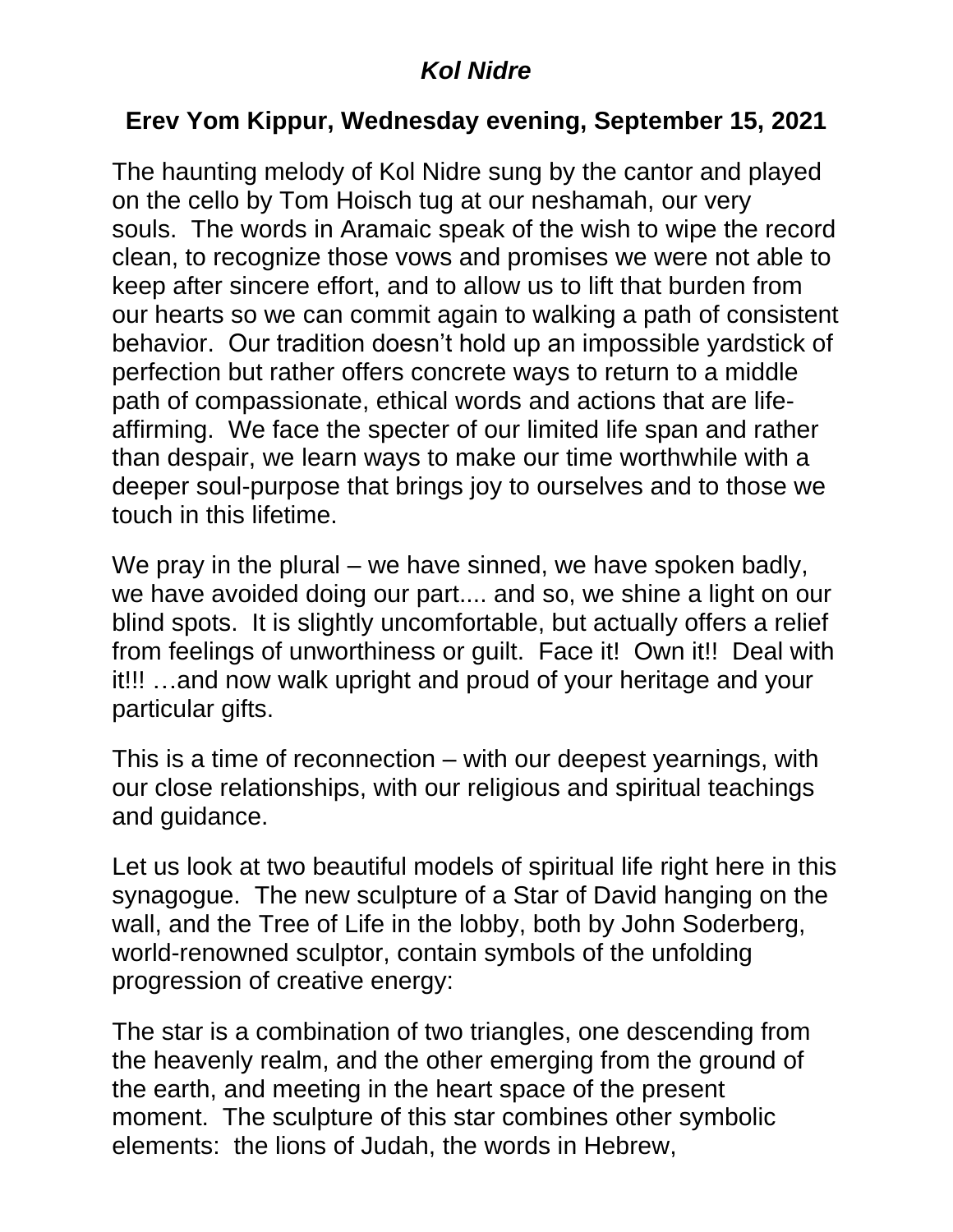## ***Kol Nidre***

## **Erev Yom Kippur, Wednesday evening, September 15, 2021**

The haunting melody of Kol Nidre sung by the cantor and played on the cello by Tom Hoisch tug at our neshamah, our very souls. The words in Aramaic speak of the wish to wipe the record clean, to recognize those vows and promises we were not able to keep after sincere effort, and to allow us to lift that burden from our hearts so we can commit again to walking a path of consistent behavior. Our tradition doesn't hold up an impossible yardstick of perfection but rather offers concrete ways to return to a middle path of compassionate, ethical words and actions that are life-affirming. We face the specter of our limited life span and rather than despair, we learn ways to make our time worthwhile with a deeper soul-purpose that brings joy to ourselves and to those we touch in this lifetime.

We pray in the plural – we have sinned, we have spoken badly, we have avoided doing our part.... and so, we shine a light on our blind spots. It is slightly uncomfortable, but actually offers a relief from feelings of unworthiness or guilt. Face it! Own it!! Deal with it!!! …and now walk upright and proud of your heritage and your particular gifts.

This is a time of reconnection – with our deepest yearnings, with our close relationships, with our religious and spiritual teachings and guidance.

Let us look at two beautiful models of spiritual life right here in this synagogue. The new sculpture of a Star of David hanging on the wall, and the Tree of Life in the lobby, both by John Soderberg, world-renowned sculptor, contain symbols of the unfolding progression of creative energy:

The star is a combination of two triangles, one descending from the heavenly realm, and the other emerging from the ground of the earth, and meeting in the heart space of the present moment. The sculpture of this star combines other symbolic elements: the lions of Judah, the words in Hebrew,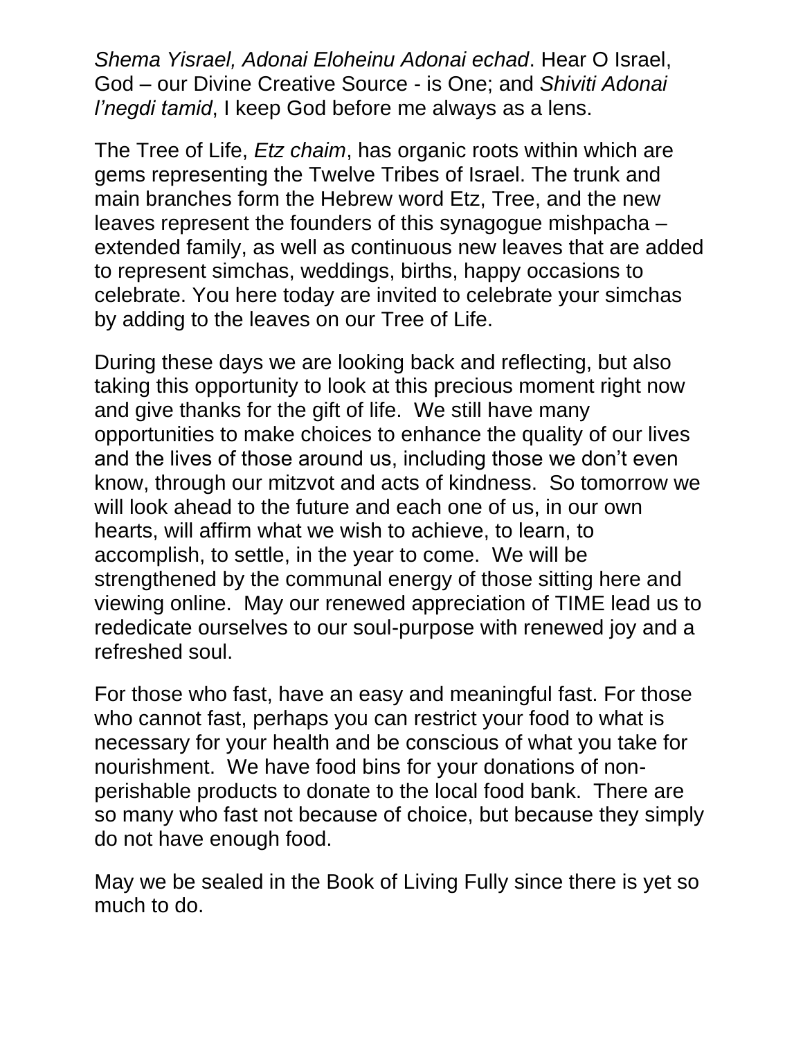*Shema Yisrael, Adonai Eloheinu Adonai echad*. Hear O Israel, God – our Divine Creative Source - is One; and *Shiviti Adonai l'negdi tamid*, I keep God before me always as a lens.

The Tree of Life, *Etz chaim*, has organic roots within which are gems representing the Twelve Tribes of Israel. The trunk and main branches form the Hebrew word Etz, Tree, and the new leaves represent the founders of this synagogue mishpacha – extended family, as well as continuous new leaves that are added to represent simchas, weddings, births, happy occasions to celebrate. You here today are invited to celebrate your simchas by adding to the leaves on our Tree of Life.

During these days we are looking back and reflecting, but also taking this opportunity to look at this precious moment right now and give thanks for the gift of life. We still have many opportunities to make choices to enhance the quality of our lives and the lives of those around us, including those we don't even know, through our mitzvot and acts of kindness. So tomorrow we will look ahead to the future and each one of us, in our own hearts, will affirm what we wish to achieve, to learn, to accomplish, to settle, in the year to come. We will be strengthened by the communal energy of those sitting here and viewing online. May our renewed appreciation of TIME lead us to rededicate ourselves to our soul-purpose with renewed joy and a refreshed soul.

For those who fast, have an easy and meaningful fast. For those who cannot fast, perhaps you can restrict your food to what is necessary for your health and be conscious of what you take for nourishment. We have food bins for your donations of non-perishable products to donate to the local food bank. There are so many who fast not because of choice, but because they simply do not have enough food.

May we be sealed in the Book of Living Fully since there is yet so much to do.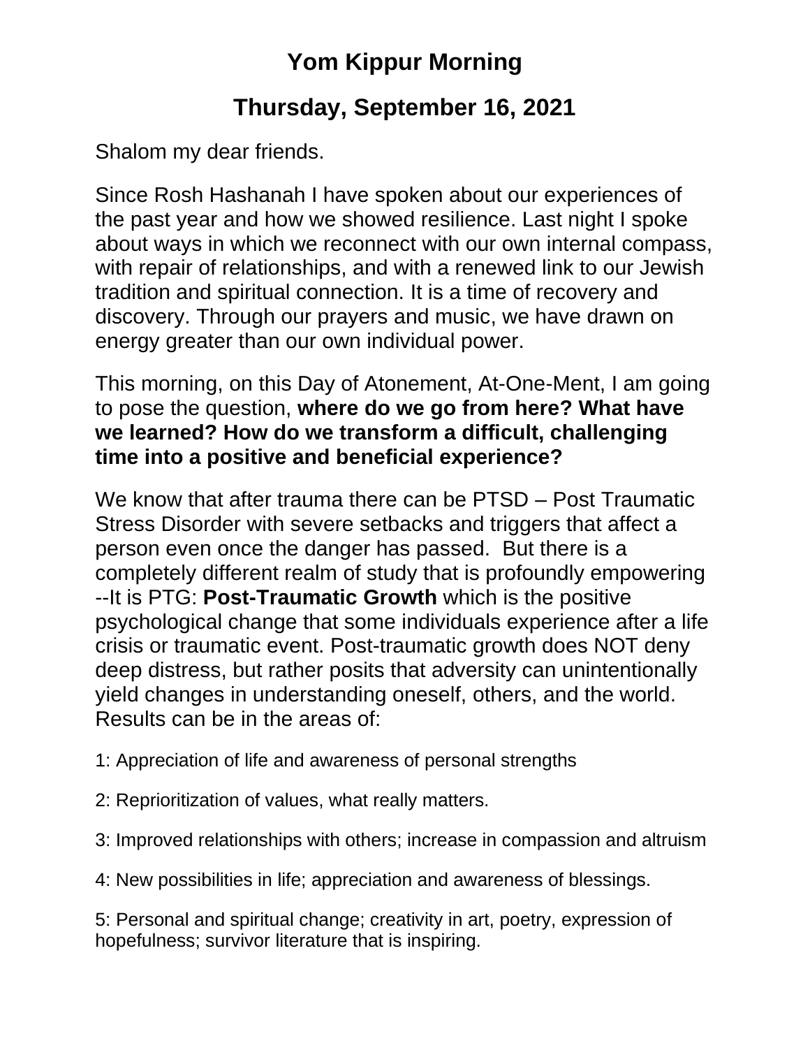# Yom Kippur Morning

## Thursday, September 16, 2021

Shalom my dear friends.

Since Rosh Hashanah I have spoken about our experiences of the past year and how we showed resilience. Last night I spoke about ways in which we reconnect with our own internal compass, with repair of relationships, and with a renewed link to our Jewish tradition and spiritual connection. It is a time of recovery and discovery. Through our prayers and music, we have drawn on energy greater than our own individual power.

This morning, on this Day of Atonement, At-One-Ment, I am going to pose the question, **where do we go from here? What have we learned? How do we transform a difficult, challenging time into a positive and beneficial experience?**

We know that after trauma there can be PTSD – Post Traumatic Stress Disorder with severe setbacks and triggers that affect a person even once the danger has passed. But there is a completely different realm of study that is profoundly empowering --It is PTG: **Post-Traumatic Growth** which is the positive psychological change that some individuals experience after a life crisis or traumatic event. Post-traumatic growth does NOT deny deep distress, but rather posits that adversity can unintentionally yield changes in understanding oneself, others, and the world. Results can be in the areas of:

1: Appreciation of life and awareness of personal strengths

2: Reprioritization of values, what really matters.

3: Improved relationships with others; increase in compassion and altruism

4: New possibilities in life; appreciation and awareness of blessings.

5: Personal and spiritual change; creativity in art, poetry, expression of hopefulness; survivor literature that is inspiring.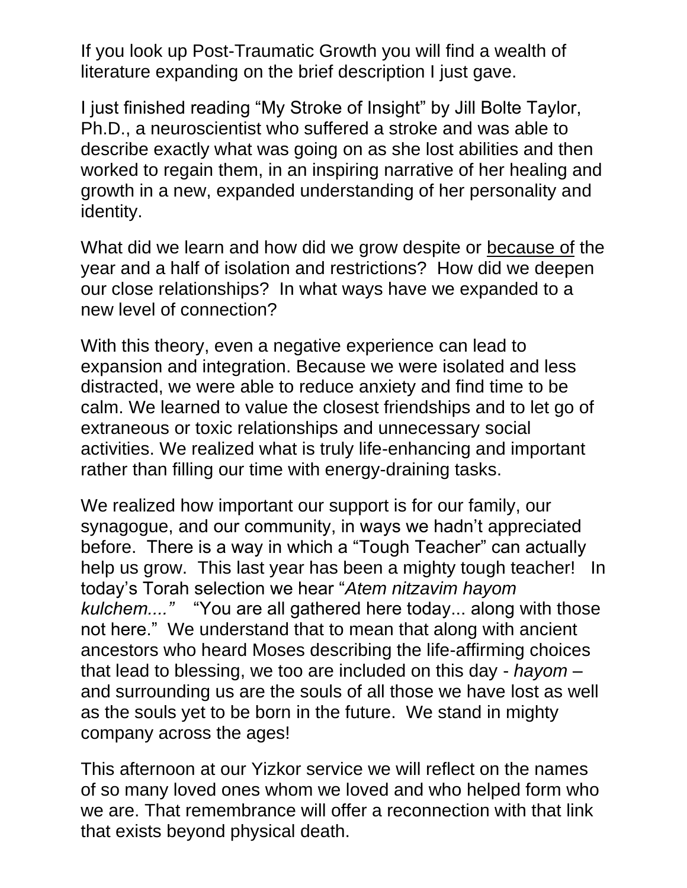If you look up Post-Traumatic Growth you will find a wealth of literature expanding on the brief description I just gave.

I just finished reading "My Stroke of Insight" by Jill Bolte Taylor, Ph.D., a neuroscientist who suffered a stroke and was able to describe exactly what was going on as she lost abilities and then worked to regain them, in an inspiring narrative of her healing and growth in a new, expanded understanding of her personality and identity.

What did we learn and how did we grow despite or <u>because of</u> the year and a half of isolation and restrictions? How did we deepen our close relationships? In what ways have we expanded to a new level of connection?

With this theory, even a negative experience can lead to expansion and integration. Because we were isolated and less distracted, we were able to reduce anxiety and find time to be calm. We learned to value the closest friendships and to let go of extraneous or toxic relationships and unnecessary social activities. We realized what is truly life-enhancing and important rather than filling our time with energy-draining tasks.

We realized how important our support is for our family, our synagogue, and our community, in ways we hadn't appreciated before. There is a way in which a "Tough Teacher" can actually help us grow. This last year has been a mighty tough teacher! In today's Torah selection we hear "*Atem nitzavim hayom kulchem....*" "You are all gathered here today... along with those not here." We understand that to mean that along with ancient ancestors who heard Moses describing the life-affirming choices that lead to blessing, we too are included on this day - *hayom* – and surrounding us are the souls of all those we have lost as well as the souls yet to be born in the future. We stand in mighty company across the ages!

This afternoon at our Yizkor service we will reflect on the names of so many loved ones whom we loved and who helped form who we are. That remembrance will offer a reconnection with that link that exists beyond physical death.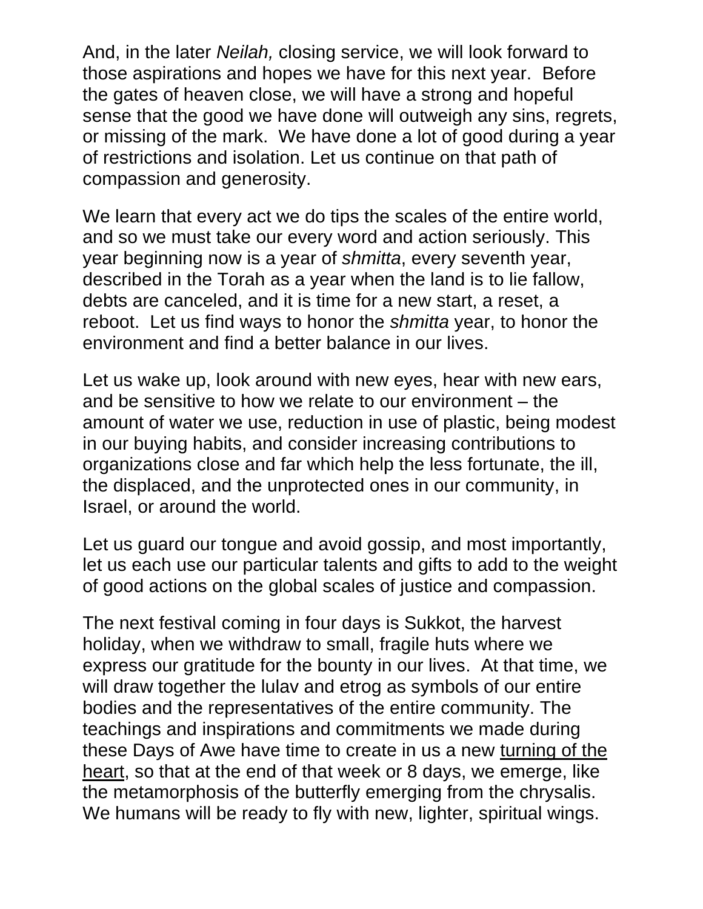And, in the later *Neilah,* closing service, we will look forward to those aspirations and hopes we have for this next year. Before the gates of heaven close, we will have a strong and hopeful sense that the good we have done will outweigh any sins, regrets, or missing of the mark. We have done a lot of good during a year of restrictions and isolation. Let us continue on that path of compassion and generosity.

We learn that every act we do tips the scales of the entire world, and so we must take our every word and action seriously. This year beginning now is a year of *shmitta*, every seventh year, described in the Torah as a year when the land is to lie fallow, debts are canceled, and it is time for a new start, a reset, a reboot. Let us find ways to honor the *shmitta* year, to honor the environment and find a better balance in our lives.

Let us wake up, look around with new eyes, hear with new ears, and be sensitive to how we relate to our environment – the amount of water we use, reduction in use of plastic, being modest in our buying habits, and consider increasing contributions to organizations close and far which help the less fortunate, the ill, the displaced, and the unprotected ones in our community, in Israel, or around the world.

Let us guard our tongue and avoid gossip, and most importantly, let us each use our particular talents and gifts to add to the weight of good actions on the global scales of justice and compassion.

The next festival coming in four days is Sukkot, the harvest holiday, when we withdraw to small, fragile huts where we express our gratitude for the bounty in our lives. At that time, we will draw together the lulav and etrog as symbols of our entire bodies and the representatives of the entire community. The teachings and inspirations and commitments we made during these Days of Awe have time to create in us a new <u>turning of the heart</u>, so that at the end of that week or 8 days, we emerge, like the metamorphosis of the butterfly emerging from the chrysalis. We humans will be ready to fly with new, lighter, spiritual wings.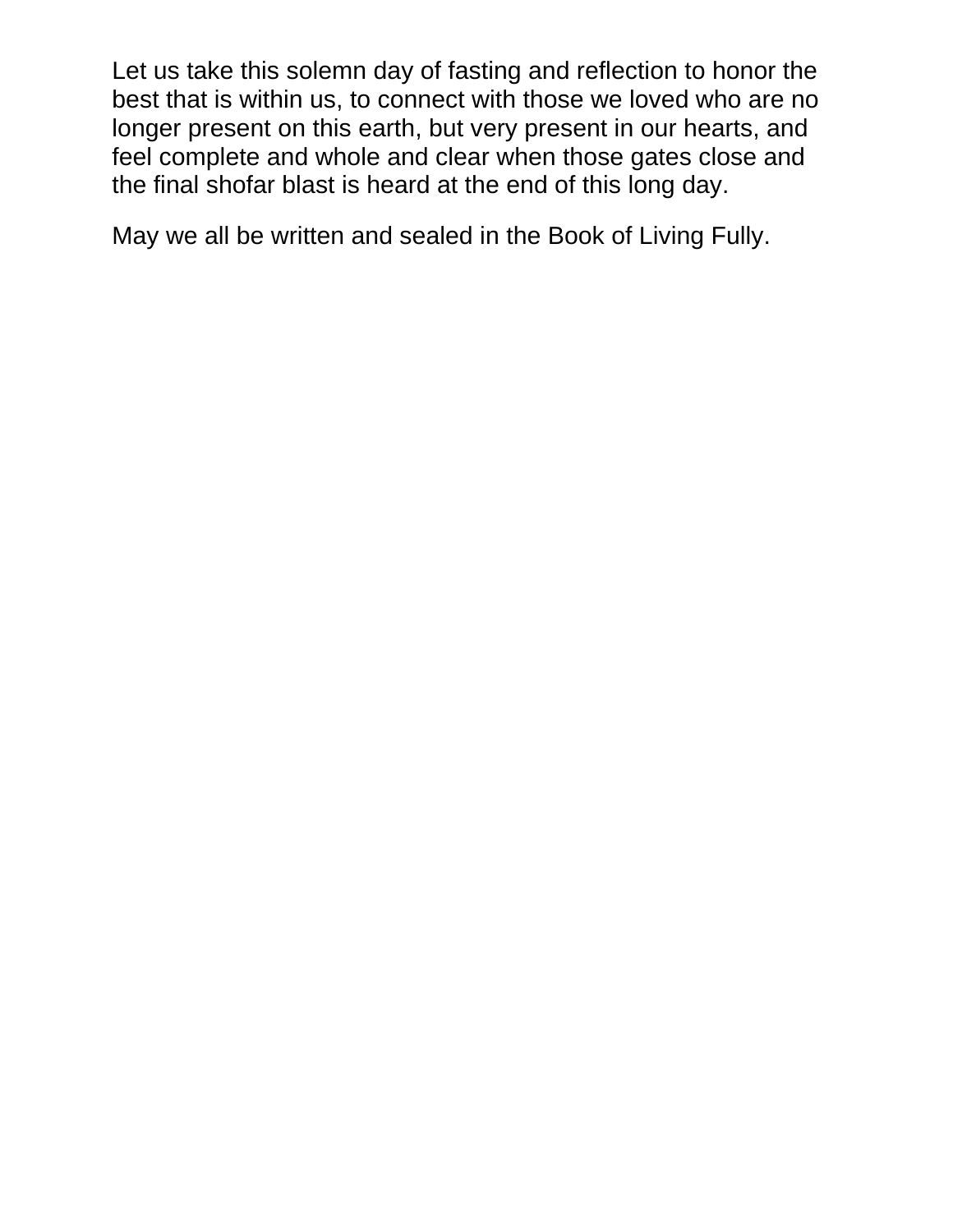Let us take this solemn day of fasting and reflection to honor the best that is within us, to connect with those we loved who are no longer present on this earth, but very present in our hearts, and feel complete and whole and clear when those gates close and the final shofar blast is heard at the end of this long day.

May we all be written and sealed in the Book of Living Fully.